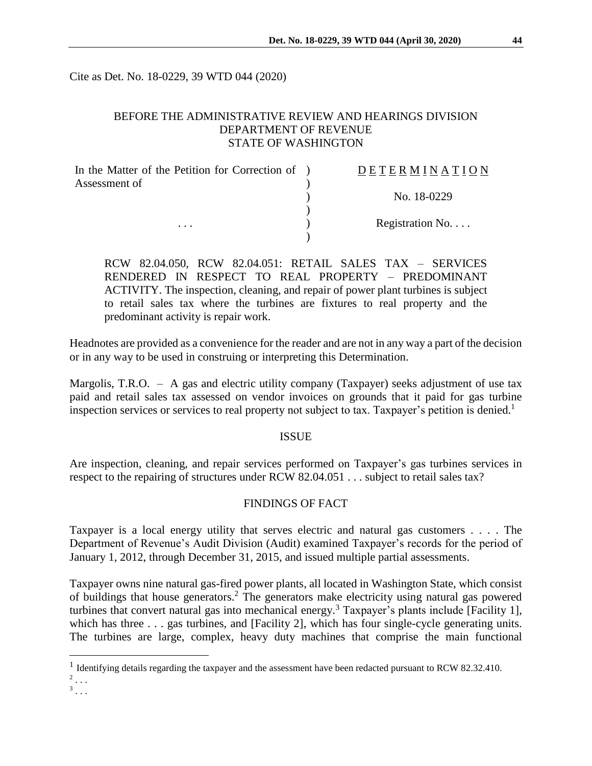Cite as Det. No. 18-0229, 39 WTD 044 (2020)

BEFORE THE ADMINISTRATIVE REVIEW AND HEARINGS DIVISION
DEPARTMENT OF REVENUE
STATE OF WASHINGTON

| In the Matter of the Petition for Correction of Assessment of | ) | D E T E R M I N A T I O N |
|---|---|---|
| | ) | No. 18-0229 |
| . . . | ) | Registration No. . . . |

RCW 82.04.050, RCW 82.04.051: RETAIL SALES TAX – SERVICES RENDERED IN RESPECT TO REAL PROPERTY – PREDOMINANT ACTIVITY. The inspection, cleaning, and repair of power plant turbines is subject to retail sales tax where the turbines are fixtures to real property and the predominant activity is repair work.

Headnotes are provided as a convenience for the reader and are not in any way a part of the decision or in any way to be used in construing or interpreting this Determination.

Margolis, T.R.O. – A gas and electric utility company (Taxpayer) seeks adjustment of use tax paid and retail sales tax assessed on vendor invoices on grounds that it paid for gas turbine inspection services or services to real property not subject to tax. Taxpayer's petition is denied.[1]

## ISSUE

Are inspection, cleaning, and repair services performed on Taxpayer's gas turbines services in respect to the repairing of structures under RCW 82.04.051 . . . subject to retail sales tax?

## FINDINGS OF FACT

Taxpayer is a local energy utility that serves electric and natural gas customers . . . . The Department of Revenue's Audit Division (Audit) examined Taxpayer's records for the period of January 1, 2012, through December 31, 2015, and issued multiple partial assessments.

Taxpayer owns nine natural gas-fired power plants, all located in Washington State, which consist of buildings that house generators.[2] The generators make electricity using natural gas powered turbines that convert natural gas into mechanical energy.[3] Taxpayer's plants include [Facility 1], which has three . . . gas turbines, and [Facility 2], which has four single-cycle generating units. The turbines are large, complex, heavy duty machines that comprise the main functional

[1] Identifying details regarding the taxpayer and the assessment have been redacted pursuant to RCW 82.32.410.

[2] . . .

[3] . . .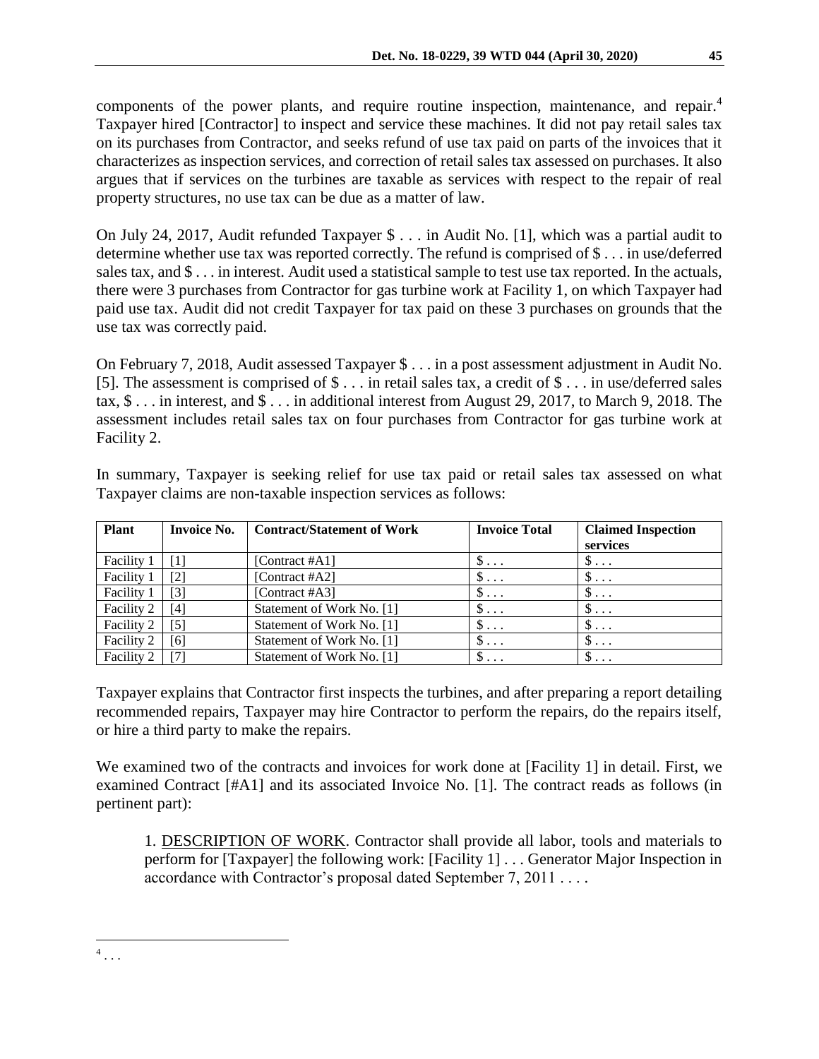components of the power plants, and require routine inspection, maintenance, and repair.[4] Taxpayer hired [Contractor] to inspect and service these machines. It did not pay retail sales tax on its purchases from Contractor, and seeks refund of use tax paid on parts of the invoices that it characterizes as inspection services, and correction of retail sales tax assessed on purchases. It also argues that if services on the turbines are taxable as services with respect to the repair of real property structures, no use tax can be due as a matter of law.

On July 24, 2017, Audit refunded Taxpayer $ . . . in Audit No. [1], which was a partial audit to determine whether use tax was reported correctly. The refund is comprised of $ . . . in use/deferred sales tax, and $ . . . in interest. Audit used a statistical sample to test use tax reported. In the actuals, there were 3 purchases from Contractor for gas turbine work at Facility 1, on which Taxpayer had paid use tax. Audit did not credit Taxpayer for tax paid on these 3 purchases on grounds that the use tax was correctly paid.

On February 7, 2018, Audit assessed Taxpayer $ . . . in a post assessment adjustment in Audit No. [5]. The assessment is comprised of $ . . . in retail sales tax, a credit of $ . . . in use/deferred sales tax, $ . . . in interest, and $ . . . in additional interest from August 29, 2017, to March 9, 2018. The assessment includes retail sales tax on four purchases from Contractor for gas turbine work at Facility 2.

In summary, Taxpayer is seeking relief for use tax paid or retail sales tax assessed on what Taxpayer claims are non-taxable inspection services as follows:

| Plant | Invoice No. | Contract/Statement of Work | Invoice Total | Claimed Inspection services |
|---|---|---|---|---|
| Facility 1 | [1] | [Contract #A1] | $ . . . | $ . . . |
| Facility 1 | [2] | [Contract #A2] | $ . . . | $ . . . |
| Facility 1 | [3] | [Contract #A3] | $ . . . | $ . . . |
| Facility 2 | [4] | Statement of Work No. [1] | $ . . . | $ . . . |
| Facility 2 | [5] | Statement of Work No. [1] | $ . . . | $ . . . |
| Facility 2 | [6] | Statement of Work No. [1] | $ . . . | $ . . . |
| Facility 2 | [7] | Statement of Work No. [1] | $ . . . | $ . . . |

Taxpayer explains that Contractor first inspects the turbines, and after preparing a report detailing recommended repairs, Taxpayer may hire Contractor to perform the repairs, do the repairs itself, or hire a third party to make the repairs.

We examined two of the contracts and invoices for work done at [Facility 1] in detail. First, we examined Contract [#A1] and its associated Invoice No. [1]. The contract reads as follows (in pertinent part):

> 1. <u>DESCRIPTION OF WORK</u>. Contractor shall provide all labor, tools and materials to perform for [Taxpayer] the following work: [Facility 1] . . . Generator Major Inspection in accordance with Contractor's proposal dated September 7, 2011 . . . .

---

[4] . . .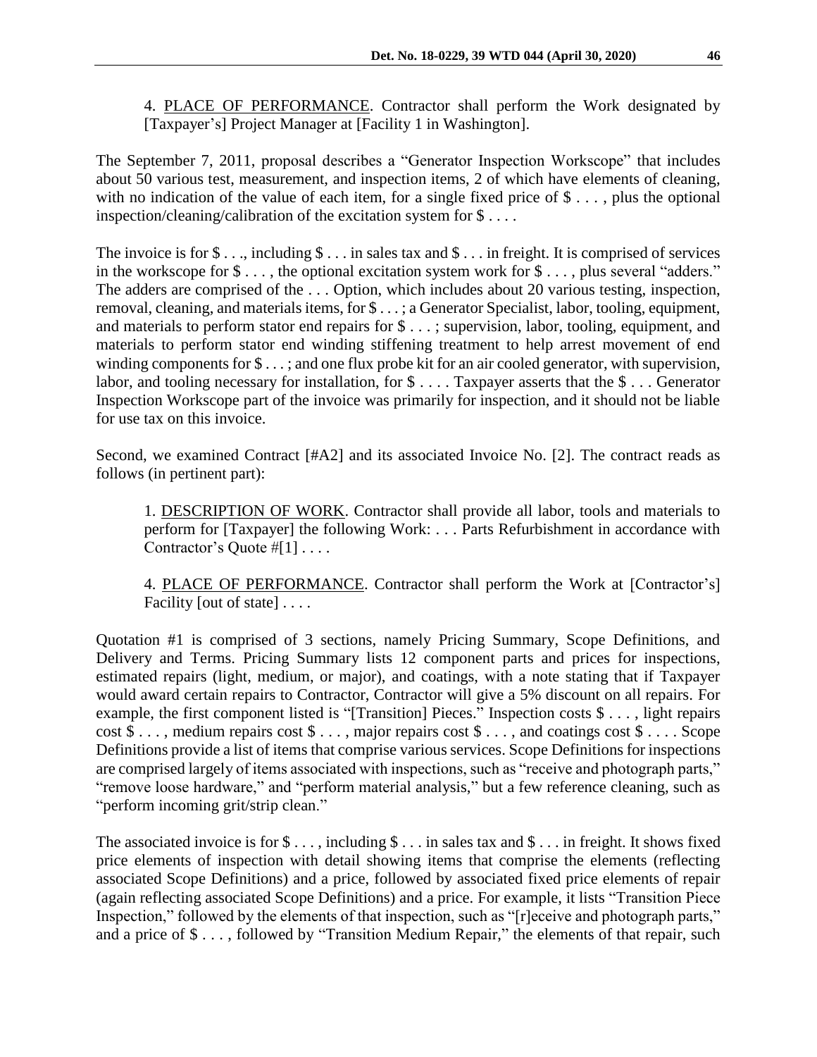4. <u>PLACE OF PERFORMANCE</u>. Contractor shall perform the Work designated by [Taxpayer's] Project Manager at [Facility 1 in Washington].

The September 7, 2011, proposal describes a "Generator Inspection Workscope" that includes about 50 various test, measurement, and inspection items, 2 of which have elements of cleaning, with no indication of the value of each item, for a single fixed price of $ . . . , plus the optional inspection/cleaning/calibration of the excitation system for $ . . . .

The invoice is for $ . . ., including $ . . . in sales tax and $ . . . in freight. It is comprised of services in the workscope for $ . . . , the optional excitation system work for $ . . . , plus several "adders." The adders are comprised of the . . . Option, which includes about 20 various testing, inspection, removal, cleaning, and materials items, for $ . . . ; a Generator Specialist, labor, tooling, equipment, and materials to perform stator end repairs for $ . . . ; supervision, labor, tooling, equipment, and materials to perform stator end winding stiffening treatment to help arrest movement of end winding components for $ . . . ; and one flux probe kit for an air cooled generator, with supervision, labor, and tooling necessary for installation, for $ . . . . Taxpayer asserts that the $ . . . Generator Inspection Workscope part of the invoice was primarily for inspection, and it should not be liable for use tax on this invoice.

Second, we examined Contract [#A2] and its associated Invoice No. [2]. The contract reads as follows (in pertinent part):

1. <u>DESCRIPTION OF WORK</u>. Contractor shall provide all labor, tools and materials to perform for [Taxpayer] the following Work: . . . Parts Refurbishment in accordance with Contractor's Quote #[1] . . . .

4. <u>PLACE OF PERFORMANCE</u>. Contractor shall perform the Work at [Contractor's] Facility [out of state] . . . .

Quotation #1 is comprised of 3 sections, namely Pricing Summary, Scope Definitions, and Delivery and Terms. Pricing Summary lists 12 component parts and prices for inspections, estimated repairs (light, medium, or major), and coatings, with a note stating that if Taxpayer would award certain repairs to Contractor, Contractor will give a 5% discount on all repairs. For example, the first component listed is "[Transition] Pieces." Inspection costs $ . . . , light repairs cost $ . . . , medium repairs cost $ . . . , major repairs cost $ . . . , and coatings cost $ . . . . Scope Definitions provide a list of items that comprise various services. Scope Definitions for inspections are comprised largely of items associated with inspections, such as "receive and photograph parts," "remove loose hardware," and "perform material analysis," but a few reference cleaning, such as "perform incoming grit/strip clean."

The associated invoice is for $ . . . , including $ . . . in sales tax and $ . . . in freight. It shows fixed price elements of inspection with detail showing items that comprise the elements (reflecting associated Scope Definitions) and a price, followed by associated fixed price elements of repair (again reflecting associated Scope Definitions) and a price. For example, it lists "Transition Piece Inspection," followed by the elements of that inspection, such as "[r]eceive and photograph parts," and a price of $ . . . , followed by "Transition Medium Repair," the elements of that repair, such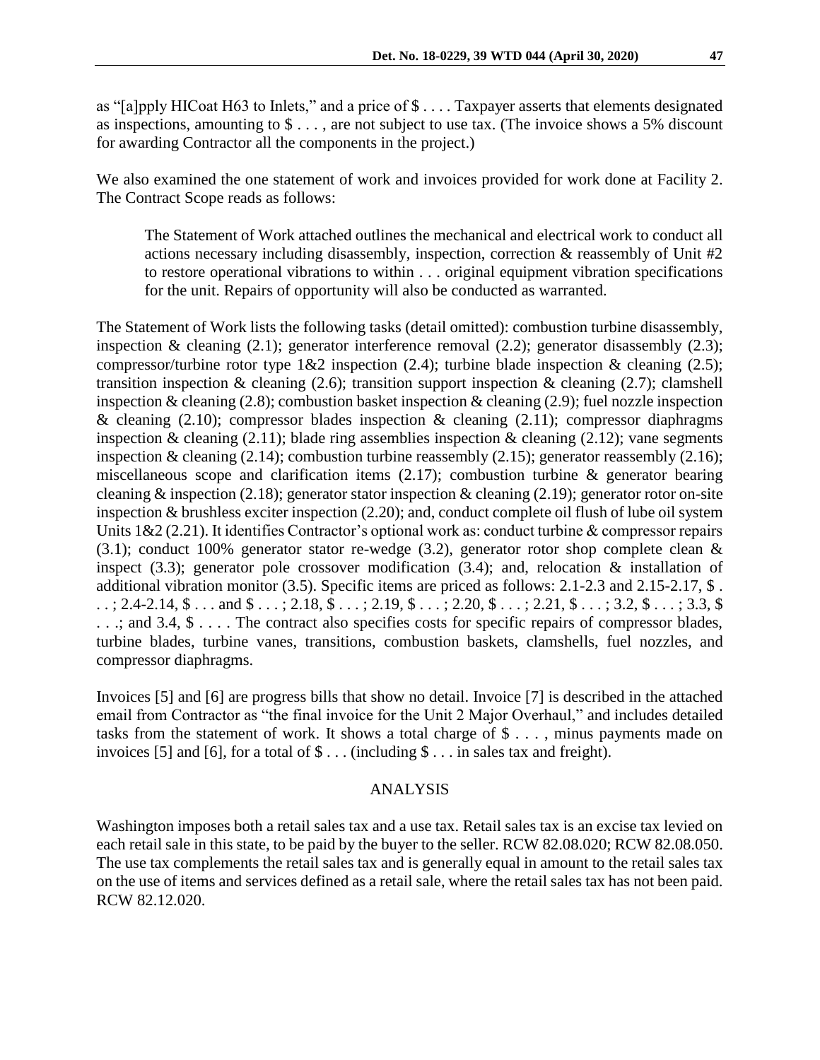as "[a]pply HICoat H63 to Inlets," and a price of $ . . . . Taxpayer asserts that elements designated as inspections, amounting to $ . . . , are not subject to use tax. (The invoice shows a 5% discount for awarding Contractor all the components in the project.)

We also examined the one statement of work and invoices provided for work done at Facility 2. The Contract Scope reads as follows:

> The Statement of Work attached outlines the mechanical and electrical work to conduct all actions necessary including disassembly, inspection, correction & reassembly of Unit #2 to restore operational vibrations to within . . . original equipment vibration specifications for the unit. Repairs of opportunity will also be conducted as warranted.

The Statement of Work lists the following tasks (detail omitted): combustion turbine disassembly, inspection & cleaning (2.1); generator interference removal (2.2); generator disassembly (2.3); compressor/turbine rotor type 1&2 inspection (2.4); turbine blade inspection & cleaning (2.5); transition inspection & cleaning (2.6); transition support inspection & cleaning (2.7); clamshell inspection & cleaning (2.8); combustion basket inspection & cleaning (2.9); fuel nozzle inspection & cleaning (2.10); compressor blades inspection & cleaning (2.11); compressor diaphragms inspection & cleaning (2.11); blade ring assemblies inspection & cleaning (2.12); vane segments inspection & cleaning (2.14); combustion turbine reassembly (2.15); generator reassembly (2.16); miscellaneous scope and clarification items (2.17); combustion turbine & generator bearing cleaning & inspection (2.18); generator stator inspection & cleaning (2.19); generator rotor on-site inspection & brushless exciter inspection (2.20); and, conduct complete oil flush of lube oil system Units 1&2 (2.21). It identifies Contractor's optional work as: conduct turbine & compressor repairs (3.1); conduct 100% generator stator re-wedge (3.2), generator rotor shop complete clean & inspect (3.3); generator pole crossover modification (3.4); and, relocation & installation of additional vibration monitor (3.5). Specific items are priced as follows: 2.1-2.3 and 2.15-2.17, $ . . . ; 2.4-2.14, $ . . . and $ . . . ; 2.18, $ . . . ; 2.19, $ . . . ; 2.20, $ . . . ; 2.21, $ . . . ; 3.2, $ . . . ; 3.3, $ . . .; and 3.4, $ . . . . The contract also specifies costs for specific repairs of compressor blades, turbine blades, turbine vanes, transitions, combustion baskets, clamshells, fuel nozzles, and compressor diaphragms.

Invoices [5] and [6] are progress bills that show no detail. Invoice [7] is described in the attached email from Contractor as "the final invoice for the Unit 2 Major Overhaul," and includes detailed tasks from the statement of work. It shows a total charge of $ . . . , minus payments made on invoices [5] and [6], for a total of $ . . . (including $ . . . in sales tax and freight).

## ANALYSIS

Washington imposes both a retail sales tax and a use tax. Retail sales tax is an excise tax levied on each retail sale in this state, to be paid by the buyer to the seller. RCW 82.08.020; RCW 82.08.050. The use tax complements the retail sales tax and is generally equal in amount to the retail sales tax on the use of items and services defined as a retail sale, where the retail sales tax has not been paid. RCW 82.12.020.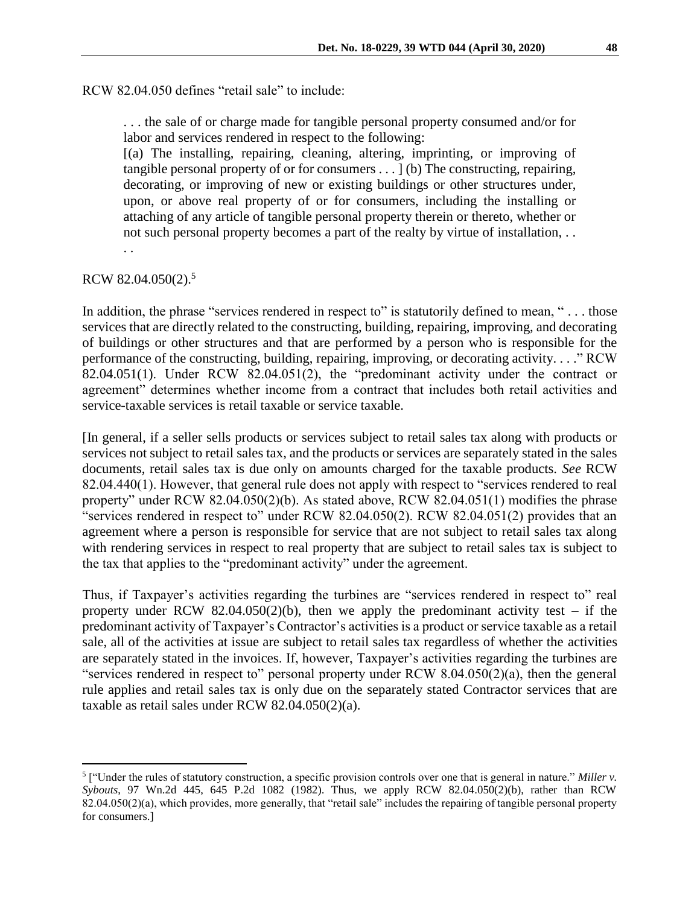RCW 82.04.050 defines "retail sale" to include:

> . . . the sale of or charge made for tangible personal property consumed and/or for labor and services rendered in respect to the following:
> [(a) The installing, repairing, cleaning, altering, imprinting, or improving of tangible personal property of or for consumers . . . ] (b) The constructing, repairing, decorating, or improving of new or existing buildings or other structures under, upon, or above real property of or for consumers, including the installing or attaching of any article of tangible personal property therein or thereto, whether or not such personal property becomes a part of the realty by virtue of installation, . . . .

RCW 82.04.050(2).[5]

In addition, the phrase "services rendered in respect to" is statutorily defined to mean, " . . . those services that are directly related to the constructing, building, repairing, improving, and decorating of buildings or other structures and that are performed by a person who is responsible for the performance of the constructing, building, repairing, improving, or decorating activity. . . ." RCW 82.04.051(1). Under RCW 82.04.051(2), the "predominant activity under the contract or agreement" determines whether income from a contract that includes both retail activities and service-taxable services is retail taxable or service taxable.

[In general, if a seller sells products or services subject to retail sales tax along with products or services not subject to retail sales tax, and the products or services are separately stated in the sales documents, retail sales tax is due only on amounts charged for the taxable products. *See* RCW 82.04.440(1). However, that general rule does not apply with respect to "services rendered to real property" under RCW 82.04.050(2)(b). As stated above, RCW 82.04.051(1) modifies the phrase "services rendered in respect to" under RCW 82.04.050(2). RCW 82.04.051(2) provides that an agreement where a person is responsible for service that are not subject to retail sales tax along with rendering services in respect to real property that are subject to retail sales tax is subject to the tax that applies to the "predominant activity" under the agreement.

Thus, if Taxpayer's activities regarding the turbines are "services rendered in respect to" real property under RCW 82.04.050(2)(b), then we apply the predominant activity test – if the predominant activity of Taxpayer's Contractor's activities is a product or service taxable as a retail sale, all of the activities at issue are subject to retail sales tax regardless of whether the activities are separately stated in the invoices. If, however, Taxpayer's activities regarding the turbines are "services rendered in respect to" personal property under RCW 8.04.050(2)(a), then the general rule applies and retail sales tax is only due on the separately stated Contractor services that are taxable as retail sales under RCW 82.04.050(2)(a).

---

[5] ["Under the rules of statutory construction, a specific provision controls over one that is general in nature." *Miller v. Sybouts*, 97 Wn.2d 445, 645 P.2d 1082 (1982). Thus, we apply RCW 82.04.050(2)(b), rather than RCW 82.04.050(2)(a), which provides, more generally, that "retail sale" includes the repairing of tangible personal property for consumers.]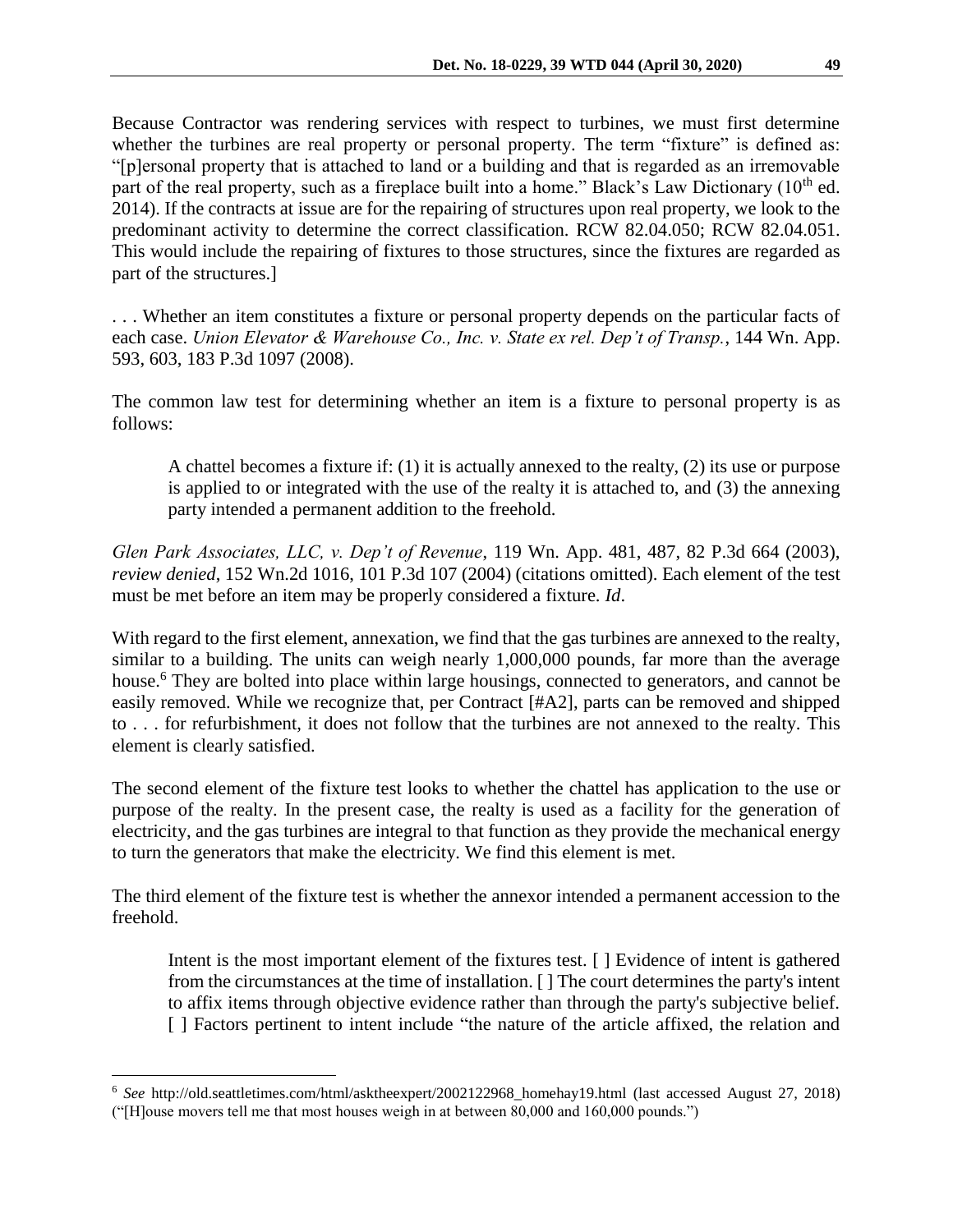Because Contractor was rendering services with respect to turbines, we must first determine whether the turbines are real property or personal property. The term "fixture" is defined as: "[p]ersonal property that is attached to land or a building and that is regarded as an irremovable part of the real property, such as a fireplace built into a home." Black's Law Dictionary (10th ed. 2014). If the contracts at issue are for the repairing of structures upon real property, we look to the predominant activity to determine the correct classification. RCW 82.04.050; RCW 82.04.051. This would include the repairing of fixtures to those structures, since the fixtures are regarded as part of the structures.]

. . . Whether an item constitutes a fixture or personal property depends on the particular facts of each case. *Union Elevator & Warehouse Co., Inc. v. State ex rel. Dep't of Transp.*, 144 Wn. App. 593, 603, 183 P.3d 1097 (2008).

The common law test for determining whether an item is a fixture to personal property is as follows:

> A chattel becomes a fixture if: (1) it is actually annexed to the realty, (2) its use or purpose is applied to or integrated with the use of the realty it is attached to, and (3) the annexing party intended a permanent addition to the freehold.

*Glen Park Associates, LLC, v. Dep't of Revenue*, 119 Wn. App. 481, 487, 82 P.3d 664 (2003), *review denied*, 152 Wn.2d 1016, 101 P.3d 107 (2004) (citations omitted). Each element of the test must be met before an item may be properly considered a fixture. *Id*.

With regard to the first element, annexation, we find that the gas turbines are annexed to the realty, similar to a building. The units can weigh nearly 1,000,000 pounds, far more than the average house.[6] They are bolted into place within large housings, connected to generators, and cannot be easily removed. While we recognize that, per Contract [#A2], parts can be removed and shipped to . . . for refurbishment, it does not follow that the turbines are not annexed to the realty. This element is clearly satisfied.

The second element of the fixture test looks to whether the chattel has application to the use or purpose of the realty. In the present case, the realty is used as a facility for the generation of electricity, and the gas turbines are integral to that function as they provide the mechanical energy to turn the generators that make the electricity. We find this element is met.

The third element of the fixture test is whether the annexor intended a permanent accession to the freehold.

> Intent is the most important element of the fixtures test. [ ] Evidence of intent is gathered from the circumstances at the time of installation. [ ] The court determines the party's intent to affix items through objective evidence rather than through the party's subjective belief. [ ] Factors pertinent to intent include "the nature of the article affixed, the relation and

---

[6] *See* http://old.seattletimes.com/html/asktheexpert/2002122968_homehay19.html (last accessed August 27, 2018) ("[H]ouse movers tell me that most houses weigh in at between 80,000 and 160,000 pounds.")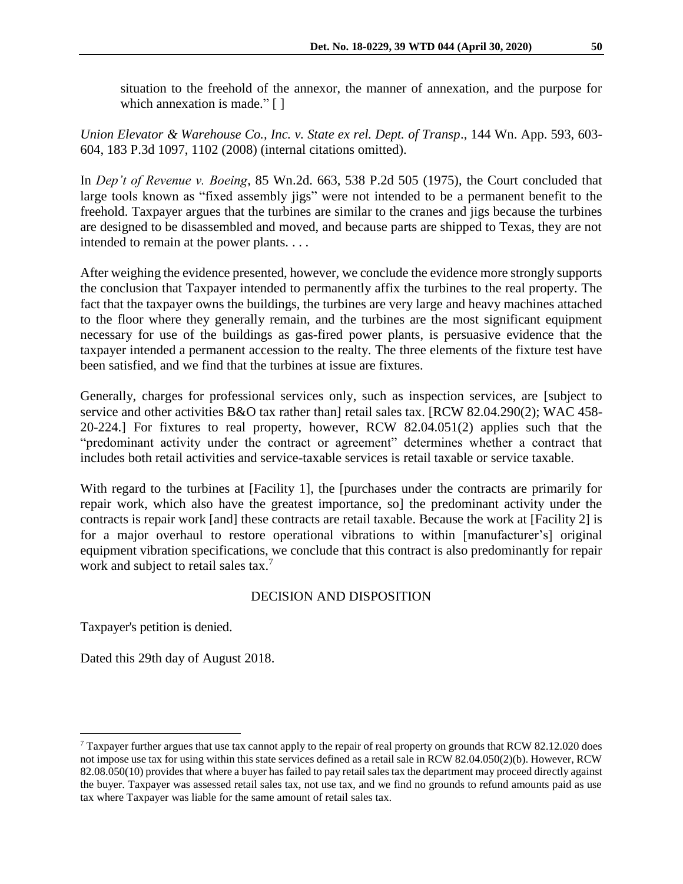situation to the freehold of the annexor, the manner of annexation, and the purpose for which annexation is made." [ ]

*Union Elevator & Warehouse Co., Inc. v. State ex rel. Dept. of Transp*., 144 Wn. App. 593, 603-604, 183 P.3d 1097, 1102 (2008) (internal citations omitted).

In *Dep't of Revenue v. Boeing*, 85 Wn.2d. 663, 538 P.2d 505 (1975), the Court concluded that large tools known as "fixed assembly jigs" were not intended to be a permanent benefit to the freehold. Taxpayer argues that the turbines are similar to the cranes and jigs because the turbines are designed to be disassembled and moved, and because parts are shipped to Texas, they are not intended to remain at the power plants. . . .

After weighing the evidence presented, however, we conclude the evidence more strongly supports the conclusion that Taxpayer intended to permanently affix the turbines to the real property. The fact that the taxpayer owns the buildings, the turbines are very large and heavy machines attached to the floor where they generally remain, and the turbines are the most significant equipment necessary for use of the buildings as gas-fired power plants, is persuasive evidence that the taxpayer intended a permanent accession to the realty. The three elements of the fixture test have been satisfied, and we find that the turbines at issue are fixtures.

Generally, charges for professional services only, such as inspection services, are [subject to service and other activities B&O tax rather than] retail sales tax. [RCW 82.04.290(2); WAC 458-20-224.] For fixtures to real property, however, RCW 82.04.051(2) applies such that the "predominant activity under the contract or agreement" determines whether a contract that includes both retail activities and service-taxable services is retail taxable or service taxable.

With regard to the turbines at [Facility 1], the [purchases under the contracts are primarily for repair work, which also have the greatest importance, so] the predominant activity under the contracts is repair work [and] these contracts are retail taxable. Because the work at [Facility 2] is for a major overhaul to restore operational vibrations to within [manufacturer's] original equipment vibration specifications, we conclude that this contract is also predominantly for repair work and subject to retail sales tax.[7]

## DECISION AND DISPOSITION

Taxpayer's petition is denied.

Dated this 29th day of August 2018.

---

[7] Taxpayer further argues that use tax cannot apply to the repair of real property on grounds that RCW 82.12.020 does not impose use tax for using within this state services defined as a retail sale in RCW 82.04.050(2)(b). However, RCW 82.08.050(10) provides that where a buyer has failed to pay retail sales tax the department may proceed directly against the buyer. Taxpayer was assessed retail sales tax, not use tax, and we find no grounds to refund amounts paid as use tax where Taxpayer was liable for the same amount of retail sales tax.